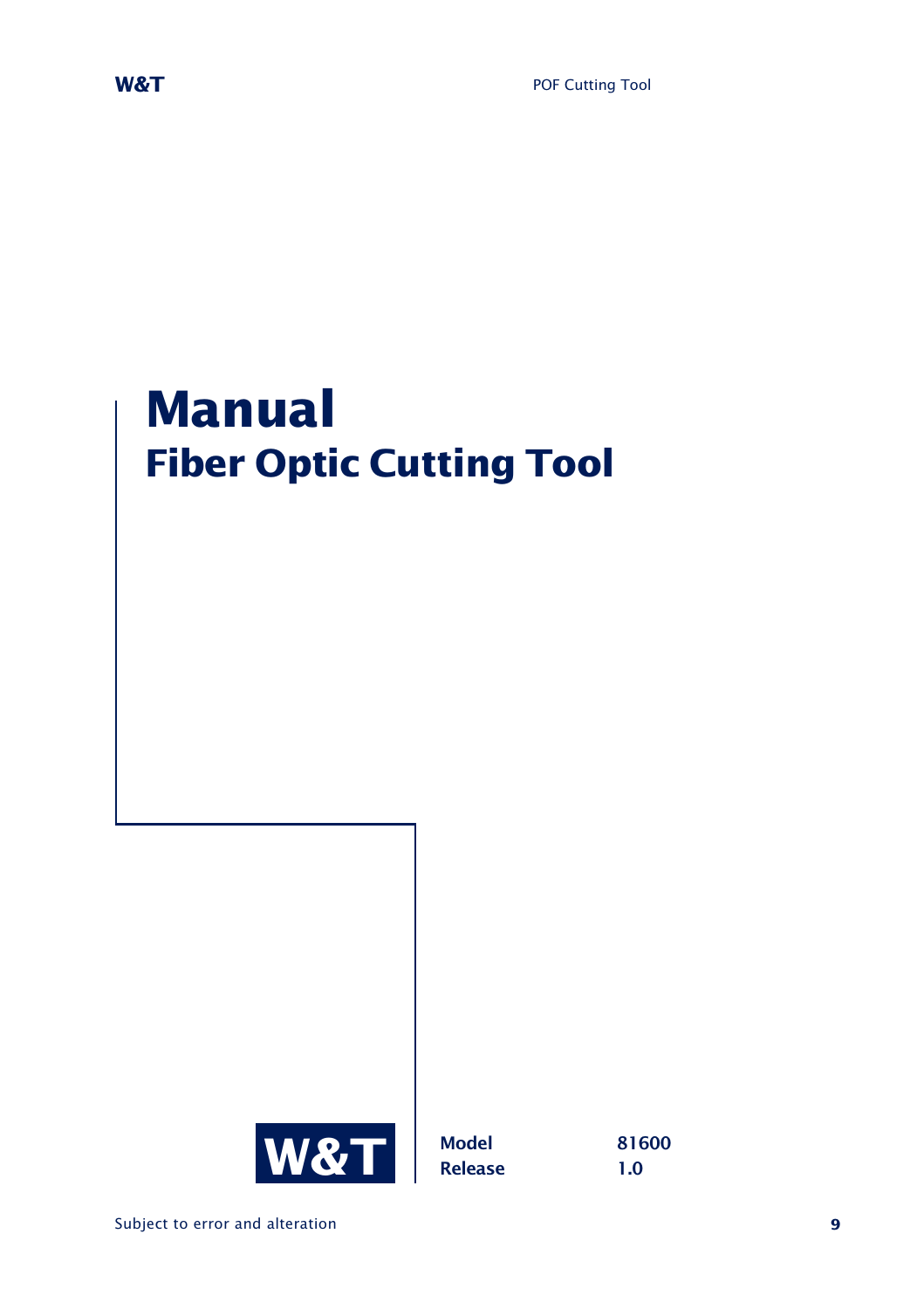# Manual

## Fiber Optic Cutting Tool

W&T

**Model** **81600**

**Release** **1.0**

Subject to error and alteration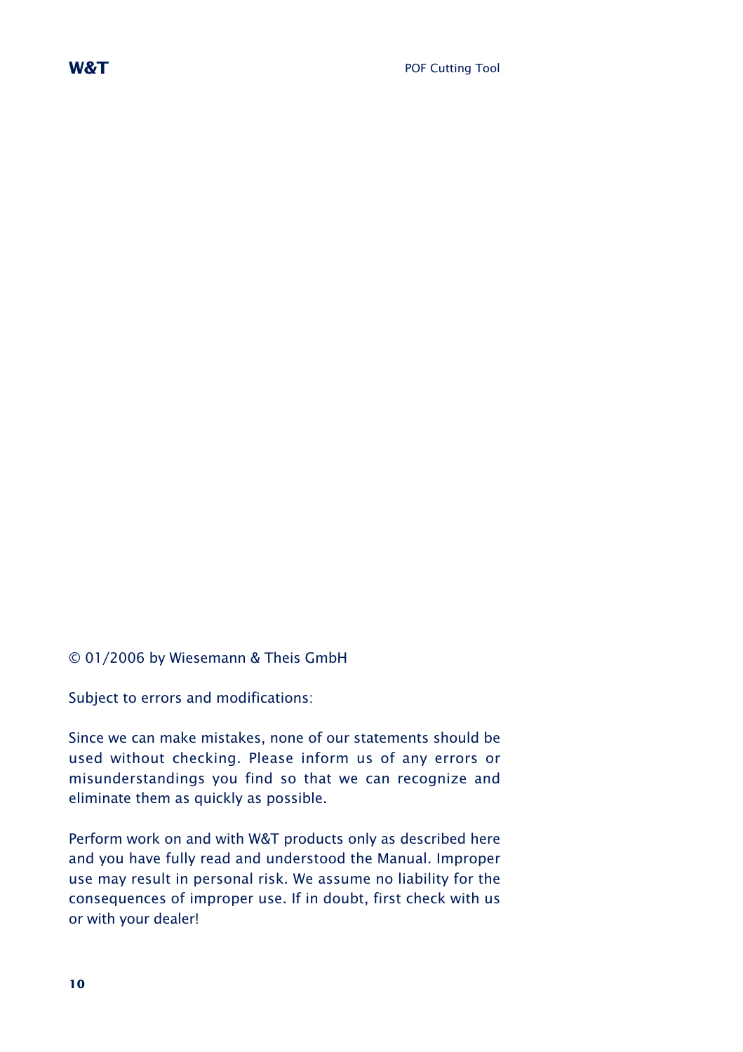© 01/2006 by Wiesemann & Theis GmbH

Subject to errors and modifications:

Since we can make mistakes, none of our statements should be used without checking. Please inform us of any errors or misunderstandings you find so that we can recognize and eliminate them as quickly as possible.

Perform work on and with W&T products only as described here and you have fully read and understood the Manual. Improper use may result in personal risk. We assume no liability for the consequences of improper use. If in doubt, first check with us or with your dealer!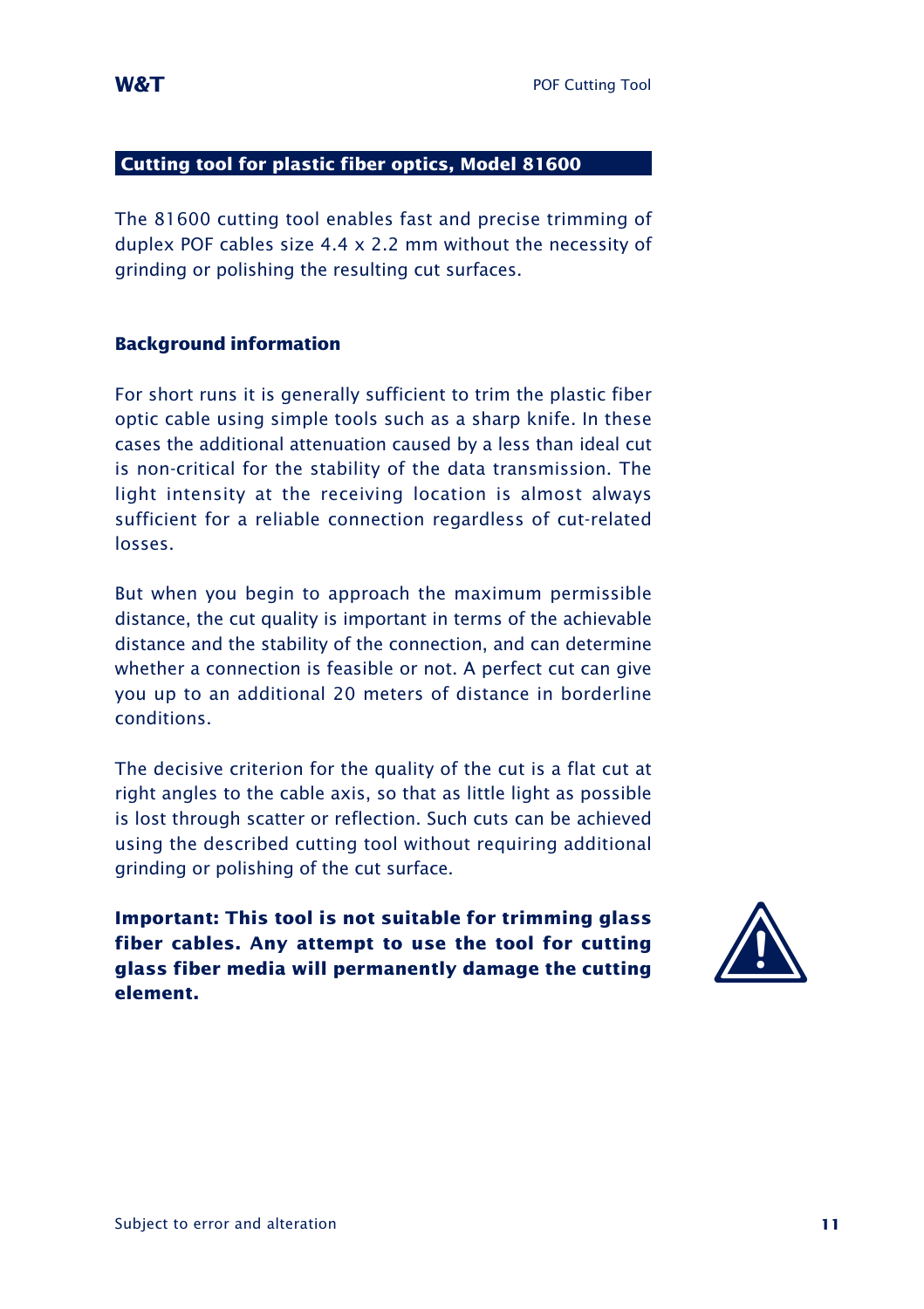## Cutting tool for plastic fiber optics, Model 81600

The 81600 cutting tool enables fast and precise trimming of duplex POF cables size 4.4 x 2.2 mm without the necessity of grinding or polishing the resulting cut surfaces.

### Background information

For short runs it is generally sufficient to trim the plastic fiber optic cable using simple tools such as a sharp knife. In these cases the additional attenuation caused by a less than ideal cut is non-critical for the stability of the data transmission. The light intensity at the receiving location is almost always sufficient for a reliable connection regardless of cut-related losses.

But when you begin to approach the maximum permissible distance, the cut quality is important in terms of the achievable distance and the stability of the connection, and can determine whether a connection is feasible or not. A perfect cut can give you up to an additional 20 meters of distance in borderline conditions.

The decisive criterion for the quality of the cut is a flat cut at right angles to the cable axis, so that as little light as possible is lost through scatter or reflection. Such cuts can be achieved using the described cutting tool without requiring additional grinding or polishing of the cut surface.

**Important: This tool is not suitable for trimming glass fiber cables. Any attempt to use the tool for cutting glass fiber media will permanently damage the cutting element.**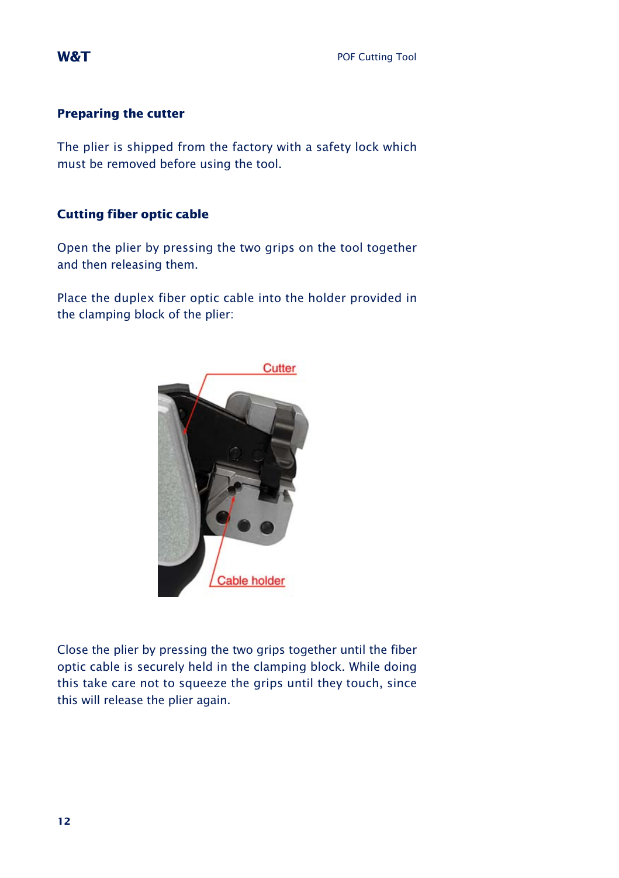## Preparing the cutter

The plier is shipped from the factory with a safety lock which must be removed before using the tool.

## Cutting fiber optic cable

Open the plier by pressing the two grips on the tool together and then releasing them.

Place the duplex fiber optic cable into the holder provided in the clamping block of the plier:

Close the plier by pressing the two grips together until the fiber optic cable is securely held in the clamping block. While doing this take care not to squeeze the grips until they touch, since this will release the plier again.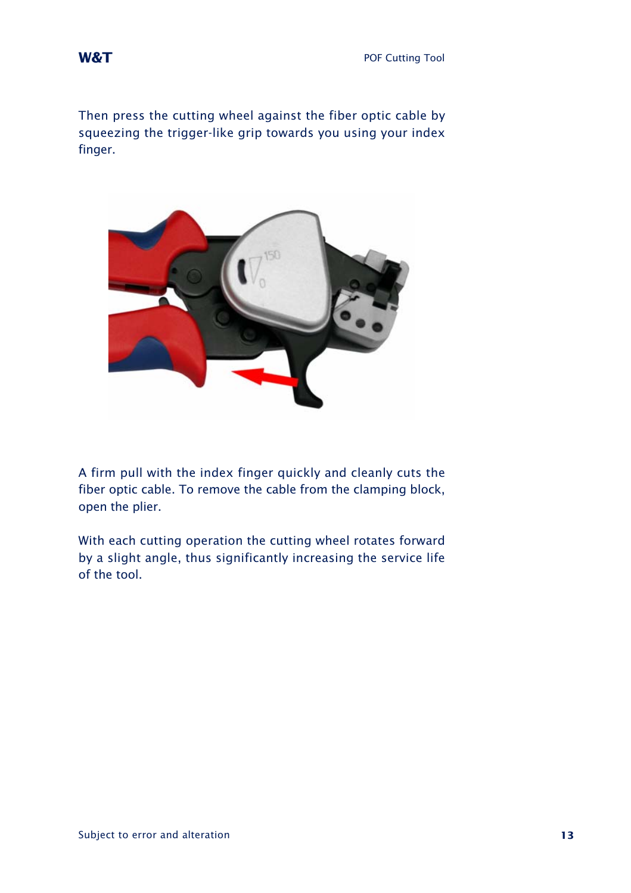Then press the cutting wheel against the fiber optic cable by squeezing the trigger-like grip towards you using your index finger.

A firm pull with the index finger quickly and cleanly cuts the fiber optic cable. To remove the cable from the clamping block, open the plier.

With each cutting operation the cutting wheel rotates forward by a slight angle, thus significantly increasing the service life of the tool.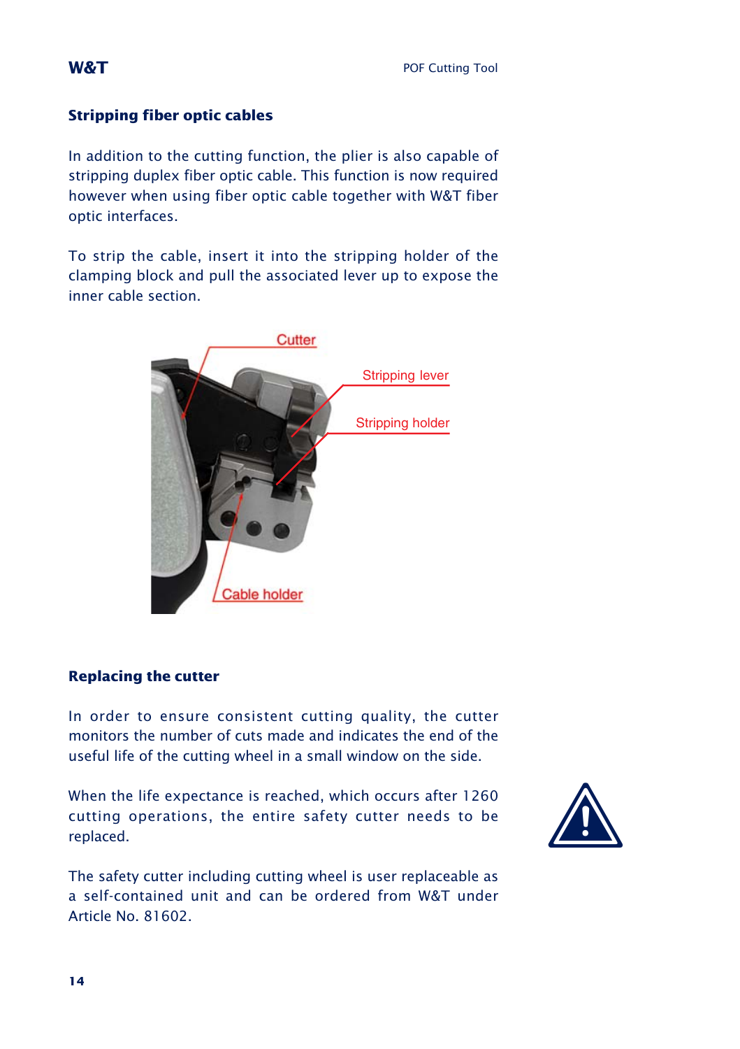## Stripping fiber optic cables

In addition to the cutting function, the plier is also capable of stripping duplex fiber optic cable. This function is now required however when using fiber optic cable together with W&T fiber optic interfaces.

To strip the cable, insert it into the stripping holder of the clamping block and pull the associated lever up to expose the inner cable section.

## Replacing the cutter

In order to ensure consistent cutting quality, the cutter monitors the number of cuts made and indicates the end of the useful life of the cutting wheel in a small window on the side.

When the life expectance is reached, which occurs after 1260 cutting operations, the entire safety cutter needs to be replaced.

The safety cutter including cutting wheel is user replaceable as a self-contained unit and can be ordered from W&T under Article No. 81602.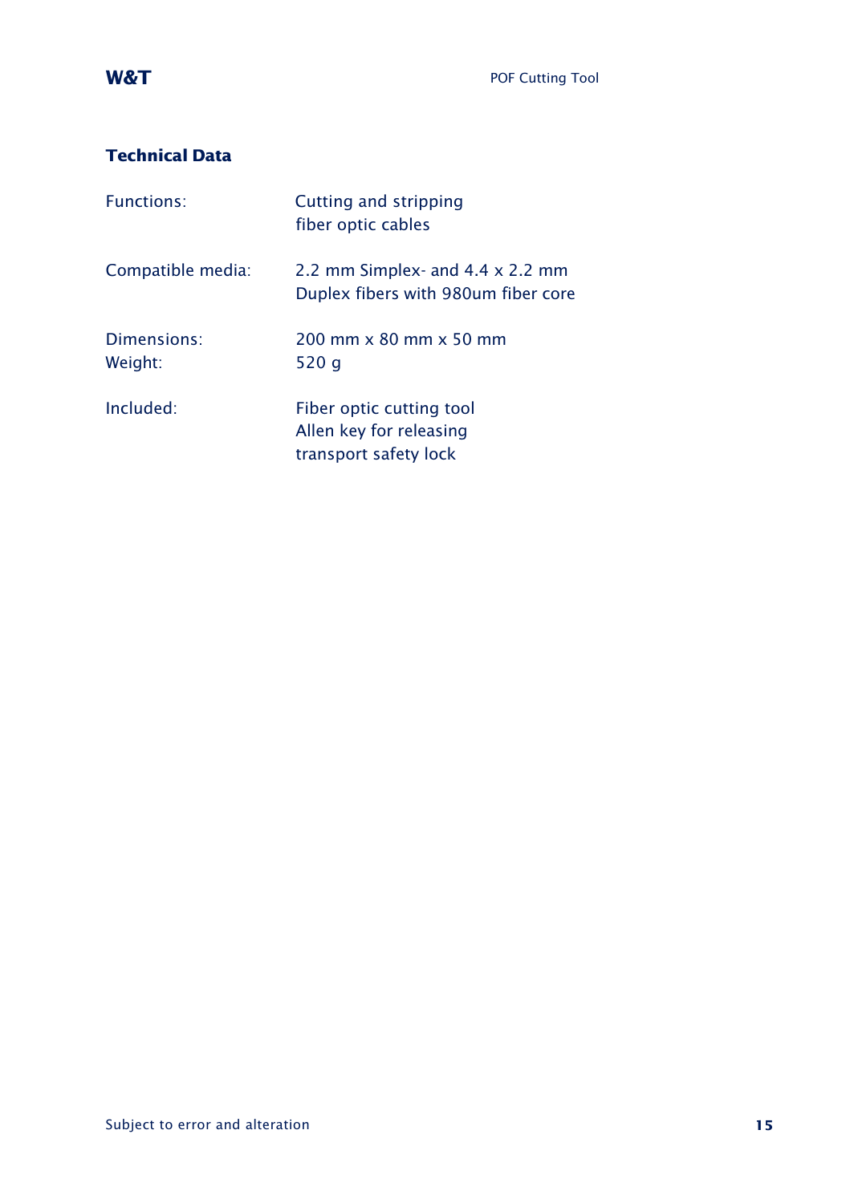## Technical Data

| | |
|---|---|
| Functions: | Cutting and stripping fiber optic cables |
| Compatible media: | 2.2 mm Simplex- and 4.4 x 2.2 mm Duplex fibers with 980um fiber core |
| Dimensions: | 200 mm x 80 mm x 50 mm |
| Weight: | 520 g |
| Included: | Fiber optic cutting tool<br>Allen key for releasing transport safety lock |